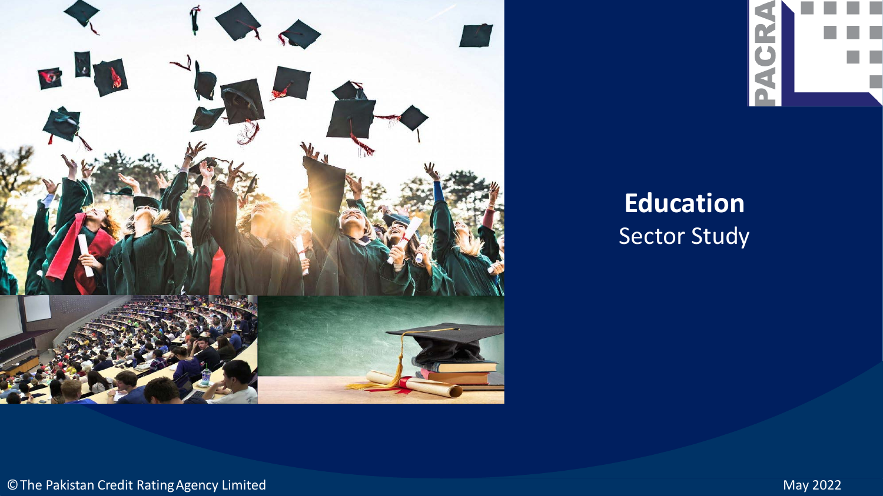# Education

Sector Study

©The Pakistan Credit Rating Agency Limited

May 2022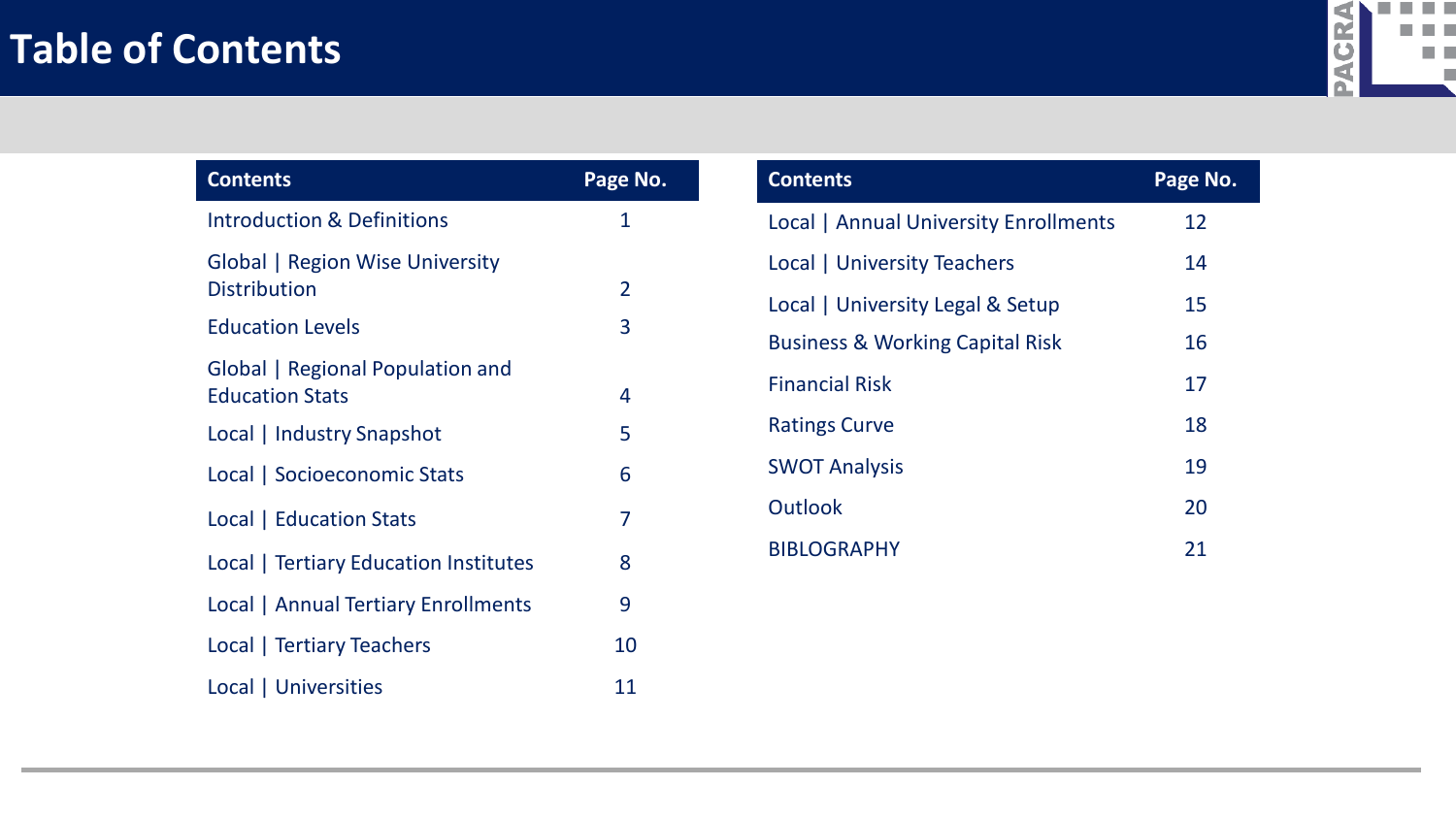# Table of Contents

| Contents | Page No. |
| --- | --- |
| Introduction & Definitions | 1 |
| Global \| Region Wise University Distribution | 2 |
| Education Levels | 3 |
| Global \| Regional Population and Education Stats | 4 |
| Local \| Industry Snapshot | 5 |
| Local \| Socioeconomic Stats | 6 |
| Local \| Education Stats | 7 |
| Local \| Tertiary Education Institutes | 8 |
| Local \| Annual Tertiary Enrollments | 9 |
| Local \| Tertiary Teachers | 10 |
| Local \| Universities | 11 |

| Contents | Page No. |
| --- | --- |
| Local \| Annual University Enrollments | 12 |
| Local \| University Teachers | 14 |
| Local \| University Legal & Setup | 15 |
| Business & Working Capital Risk | 16 |
| Financial Risk | 17 |
| Ratings Curve | 18 |
| SWOT Analysis | 19 |
| Outlook | 20 |
| BIBLOGRAPHY | 21 |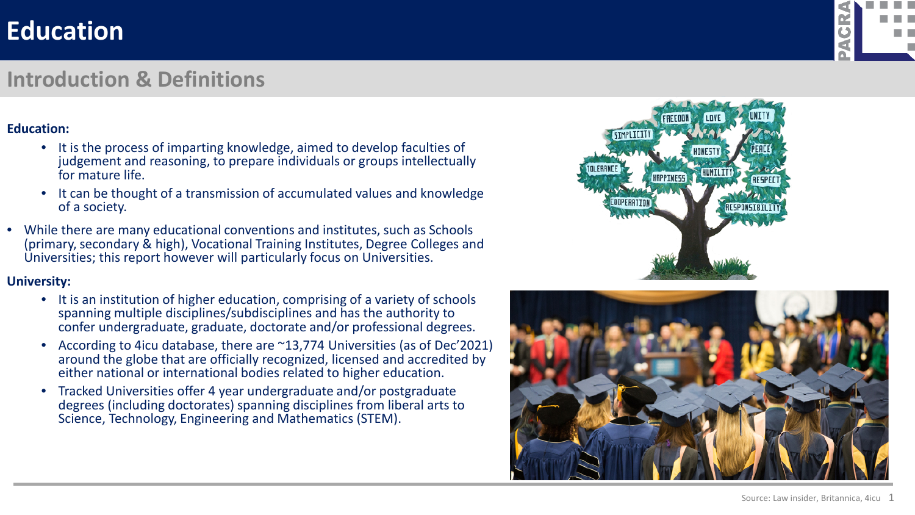# Education

## Introduction & Definitions

**Education:**

- It is the process of imparting knowledge, aimed to develop faculties of judgement and reasoning, to prepare individuals or groups intellectually for mature life.
- It can be thought of a transmission of accumulated values and knowledge of a society.

- While there are many educational conventions and institutes, such as Schools (primary, secondary & high), Vocational Training Institutes, Degree Colleges and Universities; this report however will particularly focus on Universities.

**University:**

- It is an institution of higher education, comprising of a variety of schools spanning multiple disciplines/subdisciplines and has the authority to confer undergraduate, graduate, doctorate and/or professional degrees.
- According to 4icu database, there are ~13,774 Universities (as of Dec'2021) around the globe that are officially recognized, licensed and accredited by either national or international bodies related to higher education.
- Tracked Universities offer 4 year undergraduate and/or postgraduate degrees (including doctorates) spanning disciplines from liberal arts to Science, Technology, Engineering and Mathematics (STEM).

Source: Law insider, Britannica, 4icu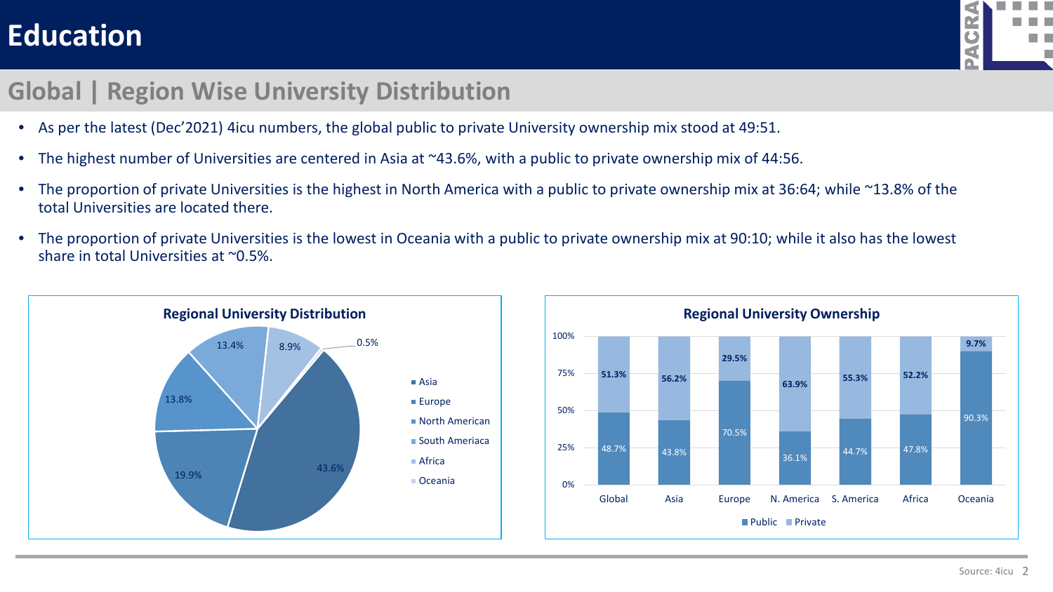# Education

## Global | Region Wise University Distribution

- As per the latest (Dec'2021) 4icu numbers, the global public to private University ownership mix stood at 49:51.
- The highest number of Universities are centered in Asia at ~43.6%, with a public to private ownership mix of 44:56.
- The proportion of private Universities is the highest in North America with a public to private ownership mix at 36:64; while ~13.8% of the total Universities are located there.
- The proportion of private Universities is the lowest in Oceania with a public to private ownership mix at 90:10; while it also has the lowest share in total Universities at ~0.5%.

**Regional University Distribution**

| Region | Share |
|---|---|
| Asia | 43.6% |
| Europe | 19.9% |
| North American | 13.8% |
| South Ameriaca | 13.4% |
| Africa | 8.9% |
| Oceania | 0.5% |

**Regional University Ownership**

| | Global | Asia | Europe | N. America | S. America | Africa | Oceania |
|---|---|---|---|---|---|---|---|
| Public | 48.7% | 43.8% | 70.5% | 36.1% | 44.7% | 47.8% | 90.3% |
| Private | 51.3% | 56.2% | 29.5% | 63.9% | 55.3% | 52.2% | 9.7% |

Source: 4icu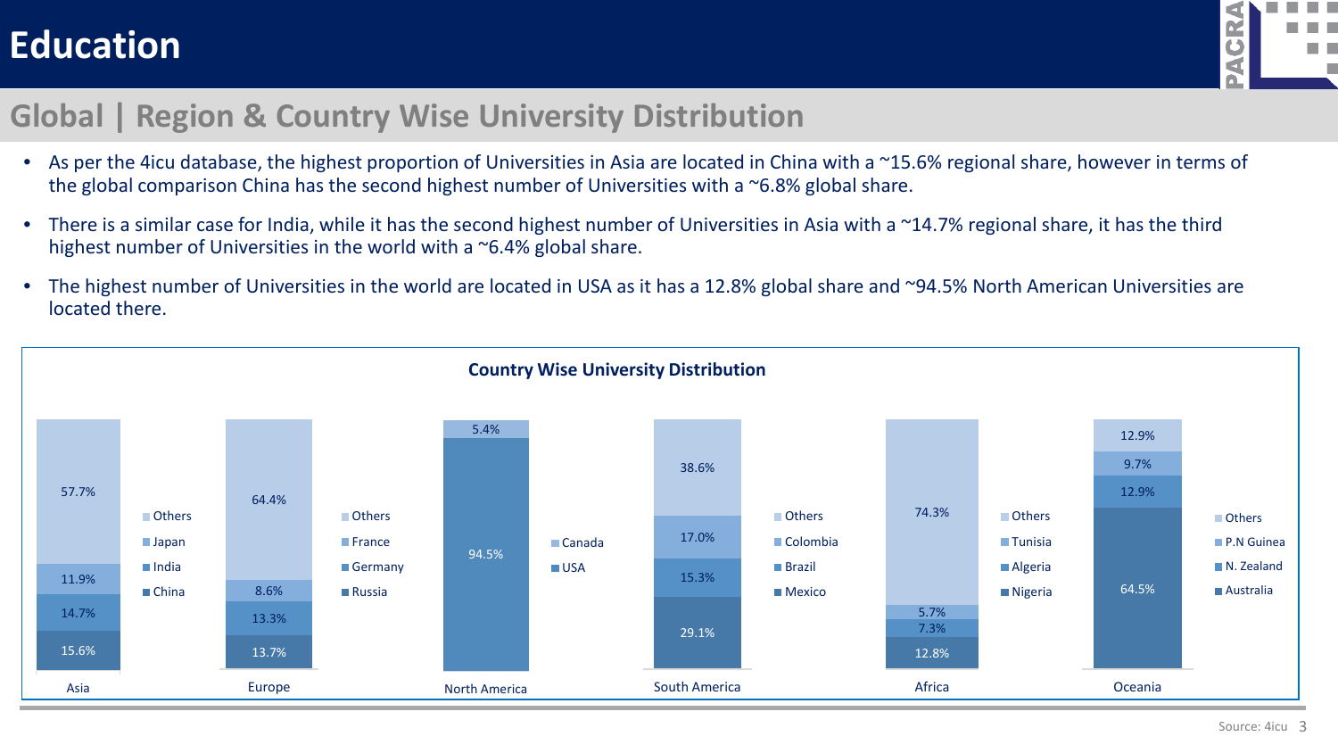# Education

## Global | Region & Country Wise University Distribution

- As per the 4icu database, the highest proportion of Universities in Asia are located in China with a ~15.6% regional share, however in terms of the global comparison China has the second highest number of Universities with a ~6.8% global share.
- There is a similar case for India, while it has the second highest number of Universities in Asia with a ~14.7% regional share, it has the third highest number of Universities in the world with a ~6.4% global share.
- The highest number of Universities in the world are located in USA as it has a 12.8% global share and ~94.5% North American Universities are located there.

### Country Wise University Distribution

| Region | Country | Share |
|---|---|---|
| Asia | China | 15.6% |
| | India | 14.7% |
| | Japan | 11.9% |
| | Others | 57.7% |
| Europe | Russia | 13.7% |
| | Germany | 13.3% |
| | France | 8.6% |
| | Others | 64.4% |
| North America | USA | 94.5% |
| | Canada | 5.4% |
| South America | Mexico | 29.1% |
| | Brazil | 15.3% |
| | Colombia | 17.0% |
| | Others | 38.6% |
| Africa | Nigeria | 12.8% |
| | Algeria | 7.3% |
| | Tunisia | 5.7% |
| | Others | 74.3% |
| Oceania | Australia | 64.5% |
| | N. Zealand | 12.9% |
| | P.N Guinea | 9.7% |
| | Others | 12.9% |

Source: 4icu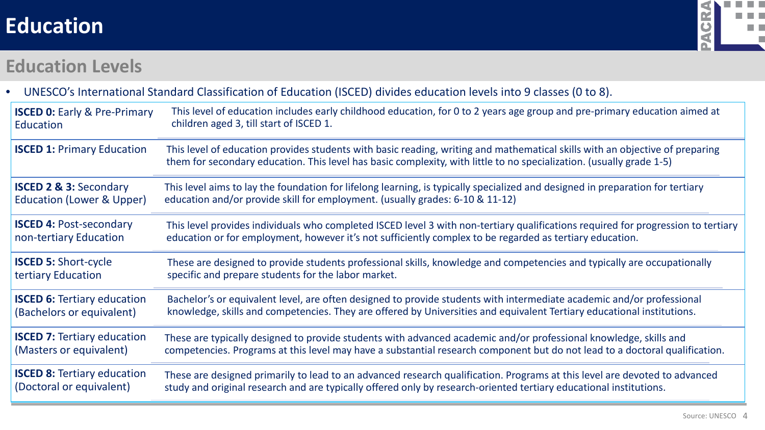# Education

## Education Levels

- UNESCO's International Standard Classification of Education (ISCED) divides education levels into 9 classes (0 to 8).

| Level | Description |
|---|---|
| **ISCED 0:** Early & Pre-Primary Education | This level of education includes early childhood education, for 0 to 2 years age group and pre-primary education aimed at children aged 3, till start of ISCED 1. |
| **ISCED 1:** Primary Education | This level of education provides students with basic reading, writing and mathematical skills with an objective of preparing them for secondary education. This level has basic complexity, with little to no specialization. (usually grade 1-5) |
| **ISCED 2 & 3:** Secondary Education (Lower & Upper) | This level aims to lay the foundation for lifelong learning, is typically specialized and designed in preparation for tertiary education and/or provide skill for employment. (usually grades: 6-10 & 11-12) |
| **ISCED 4:** Post-secondary non-tertiary Education | This level provides individuals who completed ISCED level 3 with non-tertiary qualifications required for progression to tertiary education or for employment, however it's not sufficiently complex to be regarded as tertiary education. |
| **ISCED 5:** Short-cycle tertiary Education | These are designed to provide students professional skills, knowledge and competencies and typically are occupationally specific and prepare students for the labor market. |
| **ISCED 6:** Tertiary education (Bachelors or equivalent) | Bachelor's or equivalent level, are often designed to provide students with intermediate academic and/or professional knowledge, skills and competencies. They are offered by Universities and equivalent Tertiary educational institutions. |
| **ISCED 7:** Tertiary education (Masters or equivalent) | These are typically designed to provide students with advanced academic and/or professional knowledge, skills and competencies. Programs at this level may have a substantial research component but do not lead to a doctoral qualification. |
| **ISCED 8:** Tertiary education (Doctoral or equivalent) | These are designed primarily to lead to an advanced research qualification. Programs at this level are devoted to advanced study and original research and are typically offered only by research-oriented tertiary educational institutions. |

Source: UNESCO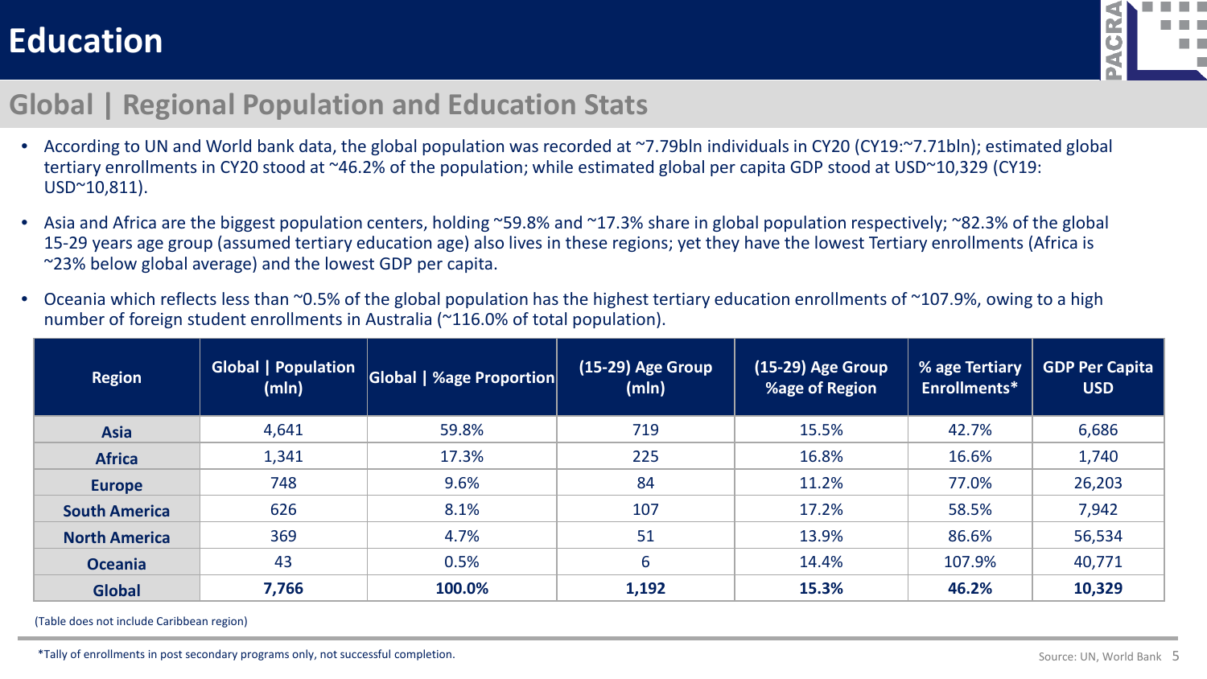# Education

## Global | Regional Population and Education Stats

- According to UN and World bank data, the global population was recorded at ~7.79bln individuals in CY20 (CY19:~7.71bln); estimated global tertiary enrollments in CY20 stood at ~46.2% of the population; while estimated global per capita GDP stood at USD~10,329 (CY19: USD~10,811).
- Asia and Africa are the biggest population centers, holding ~59.8% and ~17.3% share in global population respectively; ~82.3% of the global 15-29 years age group (assumed tertiary education age) also lives in these regions; yet they have the lowest Tertiary enrollments (Africa is ~23% below global average) and the lowest GDP per capita.
- Oceania which reflects less than ~0.5% of the global population has the highest tertiary education enrollments of ~107.9%, owing to a high number of foreign student enrollments in Australia (~116.0% of total population).

| Region | Global \| Population (mln) | Global \| %age Proportion | (15-29) Age Group (mln) | (15-29) Age Group %age of Region | % age Tertiary Enrollments* | GDP Per Capita USD |
|---|---|---|---|---|---|---|
| **Asia** | 4,641 | 59.8% | 719 | 15.5% | 42.7% | 6,686 |
| **Africa** | 1,341 | 17.3% | 225 | 16.8% | 16.6% | 1,740 |
| **Europe** | 748 | 9.6% | 84 | 11.2% | 77.0% | 26,203 |
| **South America** | 626 | 8.1% | 107 | 17.2% | 58.5% | 7,942 |
| **North America** | 369 | 4.7% | 51 | 13.9% | 86.6% | 56,534 |
| **Oceania** | 43 | 0.5% | 6 | 14.4% | 107.9% | 40,771 |
| **Global** | **7,766** | **100.0%** | **1,192** | **15.3%** | **46.2%** | **10,329** |

(Table does not include Caribbean region)

*Tally of enrollments in post secondary programs only, not successful completion.

Source: UN, World Bank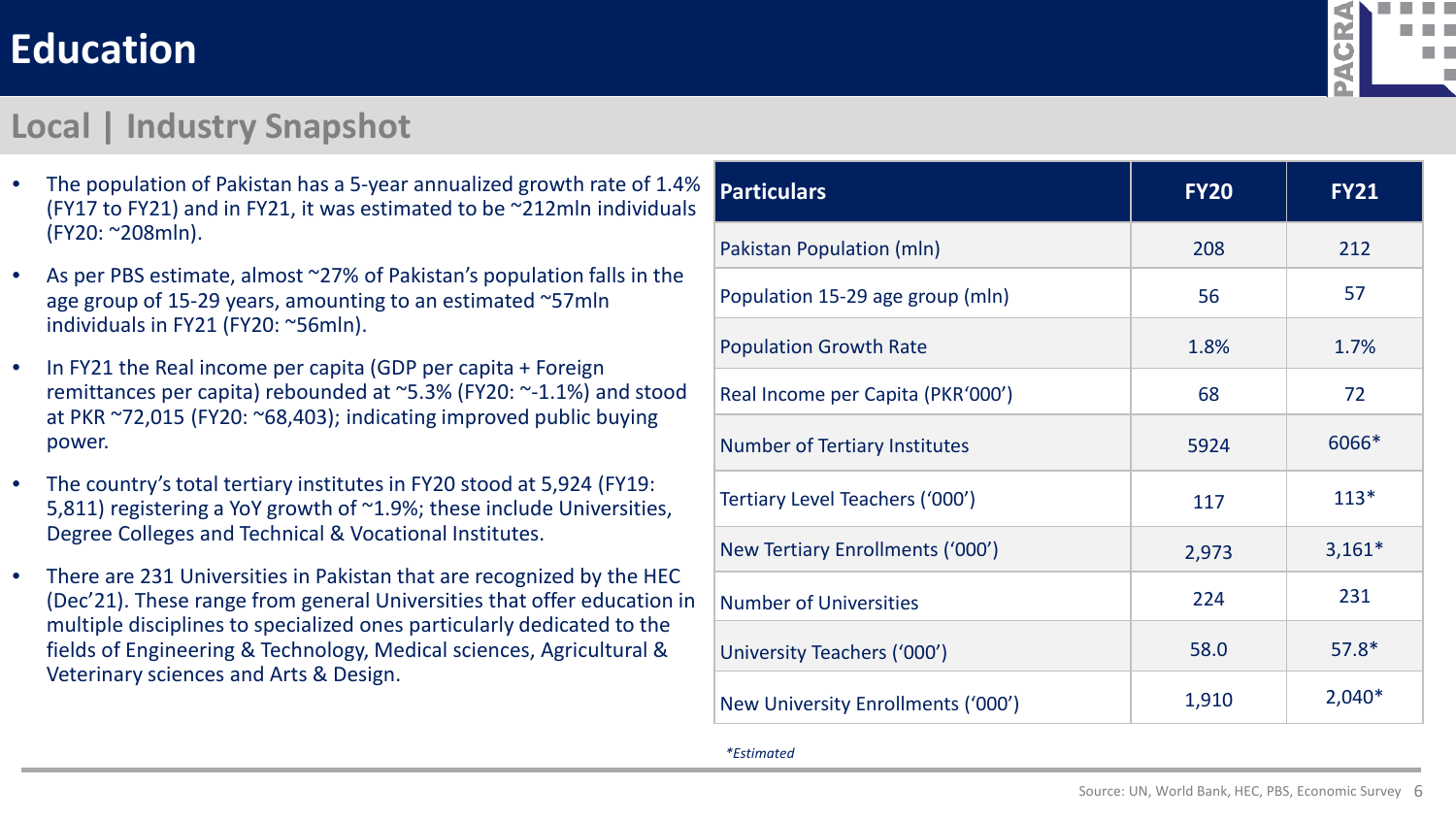# Education

## Local | Industry Snapshot

- The population of Pakistan has a 5-year annualized growth rate of 1.4% (FY17 to FY21) and in FY21, it was estimated to be ~212mln individuals (FY20: ~208mln).
- As per PBS estimate, almost ~27% of Pakistan's population falls in the age group of 15-29 years, amounting to an estimated ~57mln individuals in FY21 (FY20: ~56mln).
- In FY21 the Real income per capita (GDP per capita + Foreign remittances per capita) rebounded at ~5.3% (FY20: ~-1.1%) and stood at PKR ~72,015 (FY20: ~68,403); indicating improved public buying power.
- The country's total tertiary institutes in FY20 stood at 5,924 (FY19: 5,811) registering a YoY growth of ~1.9%; these include Universities, Degree Colleges and Technical & Vocational Institutes.
- There are 231 Universities in Pakistan that are recognized by the HEC (Dec'21). These range from general Universities that offer education in multiple disciplines to specialized ones particularly dedicated to the fields of Engineering & Technology, Medical sciences, Agricultural & Veterinary sciences and Arts & Design.

| Particulars | FY20 | FY21 |
|---|---|---|
| Pakistan Population (mln) | 208 | 212 |
| Population 15-29 age group (mln) | 56 | 57 |
| Population Growth Rate | 1.8% | 1.7% |
| Real Income per Capita (PKR'000') | 68 | 72 |
| Number of Tertiary Institutes | 5924 | 6066* |
| Tertiary Level Teachers ('000') | 117 | 113* |
| New Tertiary Enrollments ('000') | 2,973 | 3,161* |
| Number of Universities | 224 | 231 |
| University Teachers ('000') | 58.0 | 57.8* |
| New University Enrollments ('000') | 1,910 | 2,040* |

*\*Estimated*

Source: UN, World Bank, HEC, PBS, Economic Survey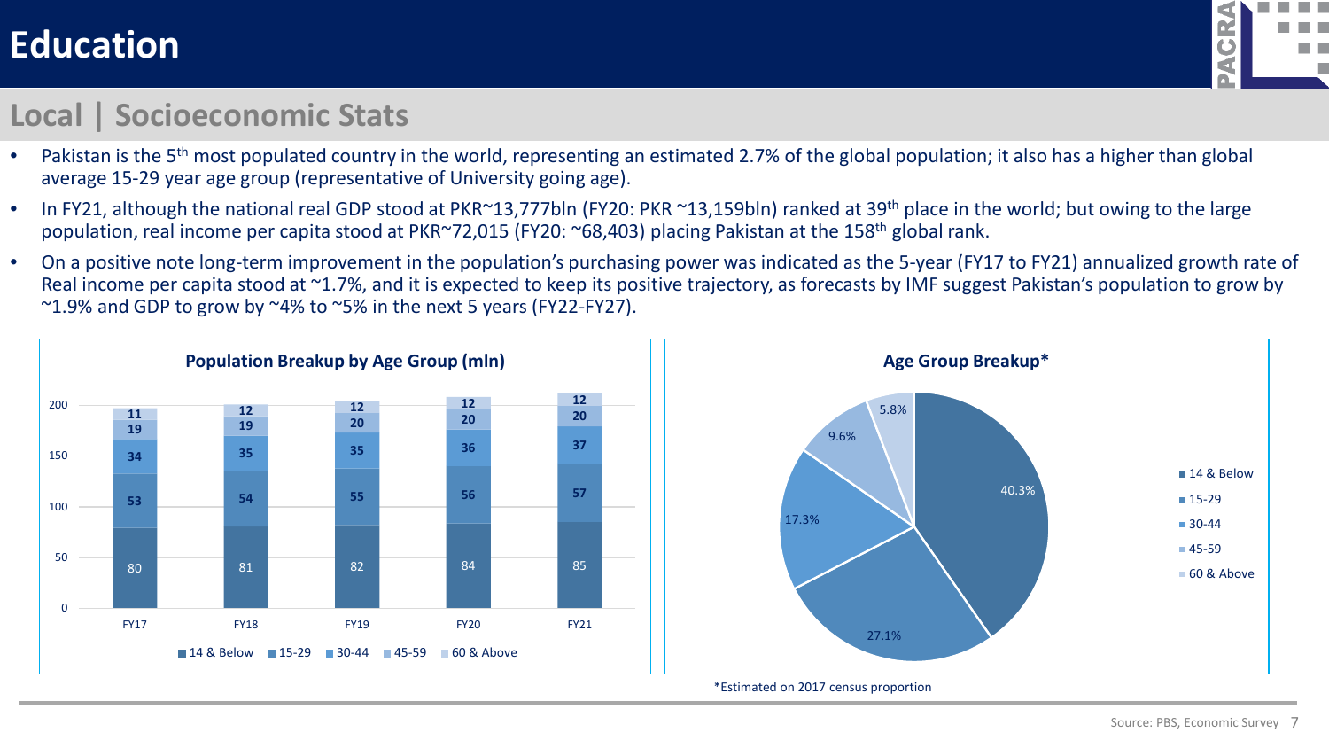# Education

## Local | Socioeconomic Stats

- Pakistan is the 5th most populated country in the world, representing an estimated 2.7% of the global population; it also has a higher than global average 15-29 year age group (representative of University going age).
- In FY21, although the national real GDP stood at PKR~13,777bln (FY20: PKR ~13,159bln) ranked at 39th place in the world; but owing to the large population, real income per capita stood at PKR~72,015 (FY20: ~68,403) placing Pakistan at the 158th global rank.
- On a positive note long-term improvement in the population's purchasing power was indicated as the 5-year (FY17 to FY21) annualized growth rate of Real income per capita stood at ~1.7%, and it is expected to keep its positive trajectory, as forecasts by IMF suggest Pakistan's population to grow by ~1.9% and GDP to grow by ~4% to ~5% in the next 5 years (FY22-FY27).

**Population Breakup by Age Group (mln)**

| Age Group | FY17 | FY18 | FY19 | FY20 | FY21 |
|---|---|---|---|---|---|
| 14 & Below | 80 | 81 | 82 | 84 | 85 |
| 15-29 | 53 | 54 | 55 | 56 | 57 |
| 30-44 | 34 | 35 | 35 | 36 | 37 |
| 45-59 | 19 | 19 | 20 | 20 | 20 |
| 60 & Above | 11 | 12 | 12 | 12 | 12 |

**Age Group Breakup***

| Age Group | Share |
|---|---|
| 14 & Below | 40.3% |
| 15-29 | 27.1% |
| 30-44 | 17.3% |
| 45-59 | 9.6% |
| 60 & Above | 5.8% |

*Estimated on 2017 census proportion

Source: PBS, Economic Survey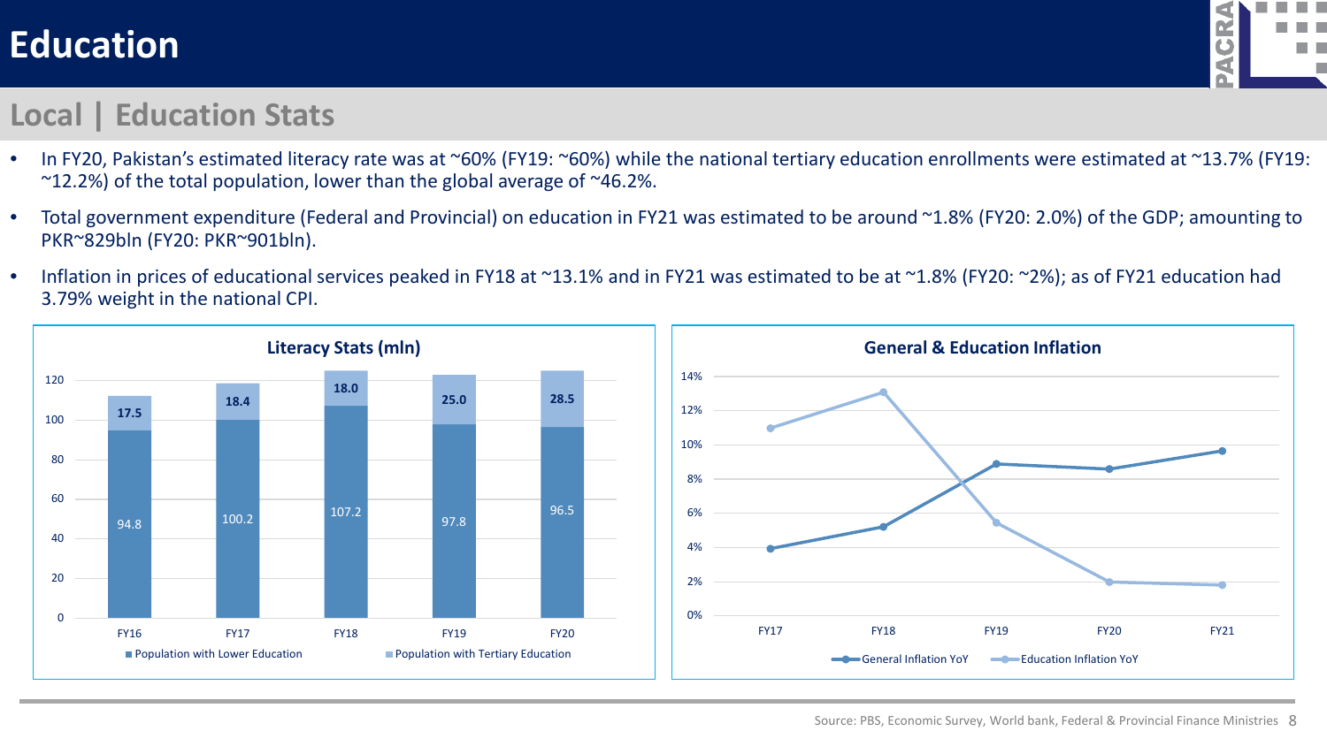# Education

## Local | Education Stats

- In FY20, Pakistan's estimated literacy rate was at ~60% (FY19: ~60%) while the national tertiary education enrollments were estimated at ~13.7% (FY19: ~12.2%) of the total population, lower than the global average of ~46.2%.
- Total government expenditure (Federal and Provincial) on education in FY21 was estimated to be around ~1.8% (FY20: 2.0%) of the GDP; amounting to PKR~829bln (FY20: PKR~901bln).
- Inflation in prices of educational services peaked in FY18 at ~13.1% and in FY21 was estimated to be at ~1.8% (FY20: ~2%); as of FY21 education had 3.79% weight in the national CPI.

**Literacy Stats (mln)**

| | FY16 | FY17 | FY18 | FY19 | FY20 |
|---|---|---|---|---|---|
| Population with Lower Education | 94.8 | 100.2 | 107.2 | 97.8 | 96.5 |
| Population with Tertiary Education | 17.5 | 18.4 | 18.0 | 25.0 | 28.5 |

**General & Education Inflation**

(Line chart: General Inflation YoY and Education Inflation YoY, FY17–FY21)

Source: PBS, Economic Survey, World bank, Federal & Provincial Finance Ministries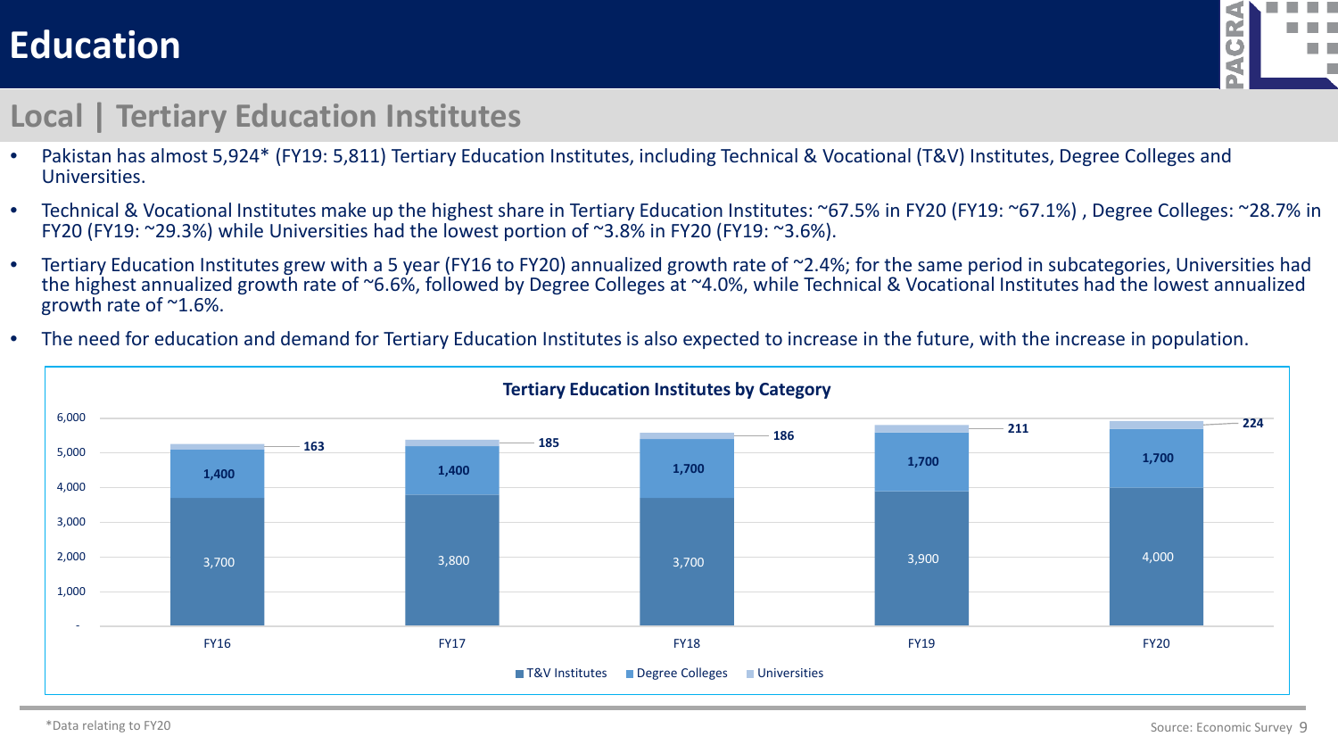# Education

## Local | Tertiary Education Institutes

- Pakistan has almost 5,924* (FY19: 5,811) Tertiary Education Institutes, including Technical & Vocational (T&V) Institutes, Degree Colleges and Universities.
- Technical & Vocational Institutes make up the highest share in Tertiary Education Institutes: ~67.5% in FY20 (FY19: ~67.1%) , Degree Colleges: ~28.7% in FY20 (FY19: ~29.3%) while Universities had the lowest portion of ~3.8% in FY20 (FY19: ~3.6%).
- Tertiary Education Institutes grew with a 5 year (FY16 to FY20) annualized growth rate of ~2.4%; for the same period in subcategories, Universities had the highest annualized growth rate of ~6.6%, followed by Degree Colleges at ~4.0%, while Technical & Vocational Institutes had the lowest annualized growth rate of ~1.6%.
- The need for education and demand for Tertiary Education Institutes is also expected to increase in the future, with the increase in population.

**Tertiary Education Institutes by Category**

| | FY16 | FY17 | FY18 | FY19 | FY20 |
|---|---|---|---|---|---|
| T&V Institutes | 3,700 | 3,800 | 3,700 | 3,900 | 4,000 |
| Degree Colleges | 1,400 | 1,400 | 1,700 | 1,700 | 1,700 |
| Universities | 163 | 185 | 186 | 211 | 224 |

*Data relating to FY20

Source: Economic Survey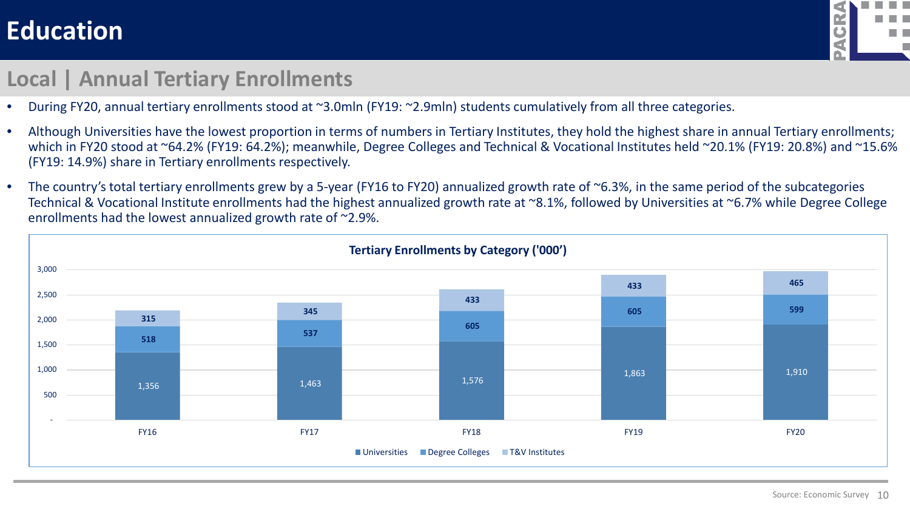# Education

## Local | Annual Tertiary Enrollments

- During FY20, annual tertiary enrollments stood at ~3.0mln (FY19: ~2.9mln) students cumulatively from all three categories.
- Although Universities have the lowest proportion in terms of numbers in Tertiary Institutes, they hold the highest share in annual Tertiary enrollments; which in FY20 stood at ~64.2% (FY19: 64.2%); meanwhile, Degree Colleges and Technical & Vocational Institutes held ~20.1% (FY19: 20.8%) and ~15.6% (FY19: 14.9%) share in Tertiary enrollments respectively.
- The country's total tertiary enrollments grew by a 5-year (FY16 to FY20) annualized growth rate of ~6.3%, in the same period of the subcategories Technical & Vocational Institute enrollments had the highest annualized growth rate at ~8.1%, followed by Universities at ~6.7% while Degree College enrollments had the lowest annualized growth rate of ~2.9%.

**Tertiary Enrollments by Category ('000')**

| | FY16 | FY17 | FY18 | FY19 | FY20 |
|---|---|---|---|---|---|
| Universities | 1,356 | 1,463 | 1,576 | 1,863 | 1,910 |
| Degree Colleges | 518 | 537 | 605 | 605 | 599 |
| T&V Institutes | 315 | 345 | 433 | 433 | 465 |

Source: Economic Survey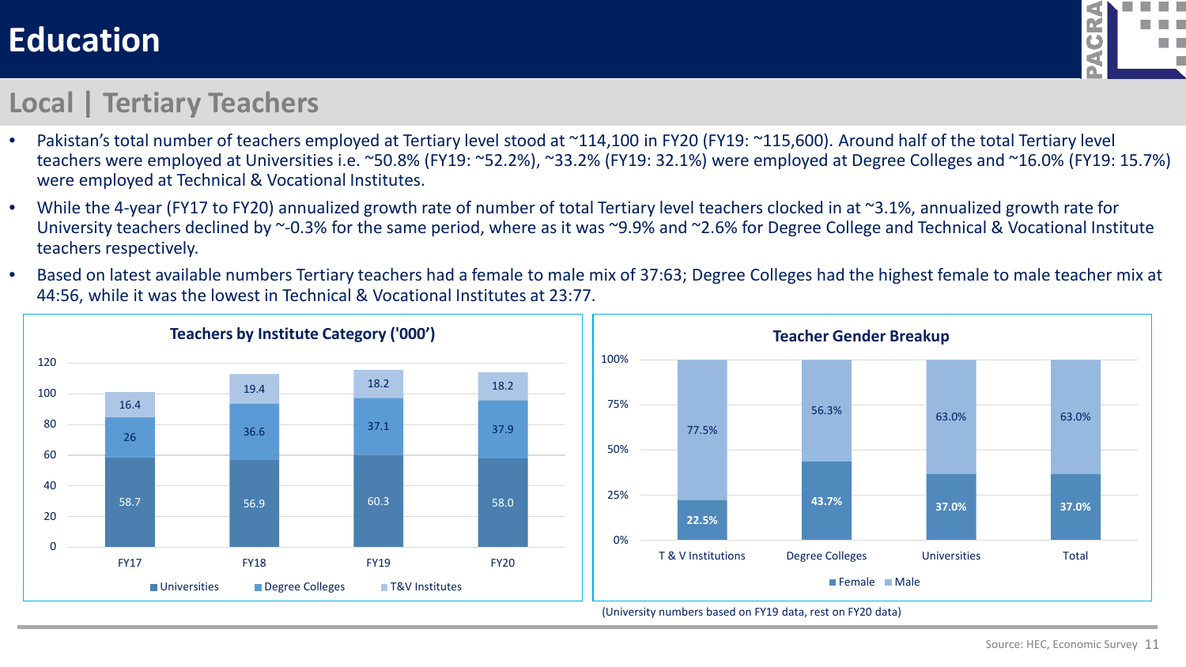# Education

## Local | Tertiary Teachers

- Pakistan's total number of teachers employed at Tertiary level stood at ~114,100 in FY20 (FY19: ~115,600). Around half of the total Tertiary level teachers were employed at Universities i.e. ~50.8% (FY19: ~52.2%), ~33.2% (FY19: 32.1%) were employed at Degree Colleges and ~16.0% (FY19: 15.7%) were employed at Technical & Vocational Institutes.
- While the 4-year (FY17 to FY20) annualized growth rate of number of total Tertiary level teachers clocked in at ~3.1%, annualized growth rate for University teachers declined by ~-0.3% for the same period, where as it was ~9.9% and ~2.6% for Degree College and Technical & Vocational Institute teachers respectively.
- Based on latest available numbers Tertiary teachers had a female to male mix of 37:63; Degree Colleges had the highest female to male teacher mix at 44:56, while it was the lowest in Technical & Vocational Institutes at 23:77.

**Teachers by Institute Category ('000')**

| | FY17 | FY18 | FY19 | FY20 |
|---|---|---|---|---|
| Universities | 58.7 | 56.9 | 60.3 | 58.0 |
| Degree Colleges | 26 | 36.6 | 37.1 | 37.9 |
| T&V Institutes | 16.4 | 19.4 | 18.2 | 18.2 |

**Teacher Gender Breakup**

| | T & V Institutions | Degree Colleges | Universities | Total |
|---|---|---|---|---|
| Female | 22.5% | 43.7% | 37.0% | 37.0% |
| Male | 77.5% | 56.3% | 63.0% | 63.0% |

(University numbers based on FY19 data, rest on FY20 data)

Source: HEC, Economic Survey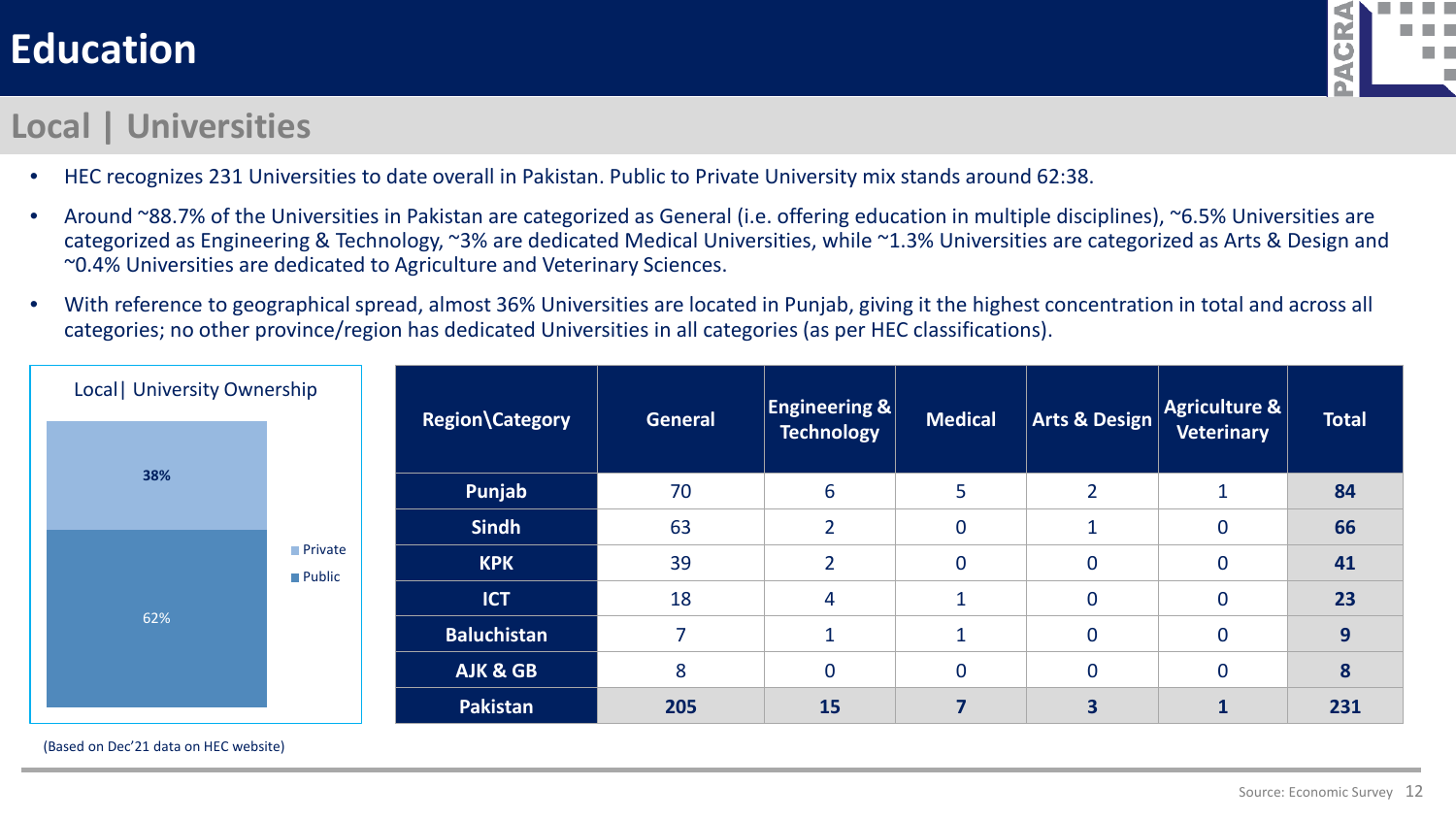# Education

## Local | Universities

- HEC recognizes 231 Universities to date overall in Pakistan. Public to Private University mix stands around 62:38.
- Around ~88.7% of the Universities in Pakistan are categorized as General (i.e. offering education in multiple disciplines), ~6.5% Universities are categorized as Engineering & Technology, ~3% are dedicated Medical Universities, while ~1.3% Universities are categorized as Arts & Design and ~0.4% Universities are dedicated to Agriculture and Veterinary Sciences.
- With reference to geographical spread, almost 36% Universities are located in Punjab, giving it the highest concentration in total and across all categories; no other province/region has dedicated Universities in all categories (as per HEC classifications).

**Local | University Ownership**

| Ownership | Share |
|---|---|
| Private | 38% |
| Public | 62% |

(Based on Dec'21 data on HEC website)

| Region\Category | General | Engineering & Technology | Medical | Arts & Design | Agriculture & Veterinary | Total |
|---|---|---|---|---|---|---|
| Punjab | 70 | 6 | 5 | 2 | 1 | **84** |
| Sindh | 63 | 2 | 0 | 1 | 0 | **66** |
| KPK | 39 | 2 | 0 | 0 | 0 | **41** |
| ICT | 18 | 4 | 1 | 0 | 0 | **23** |
| Baluchistan | 7 | 1 | 1 | 0 | 0 | **9** |
| AJK & GB | 8 | 0 | 0 | 0 | 0 | **8** |
| **Pakistan** | **205** | **15** | **7** | **3** | **1** | **231** |

Source: Economic Survey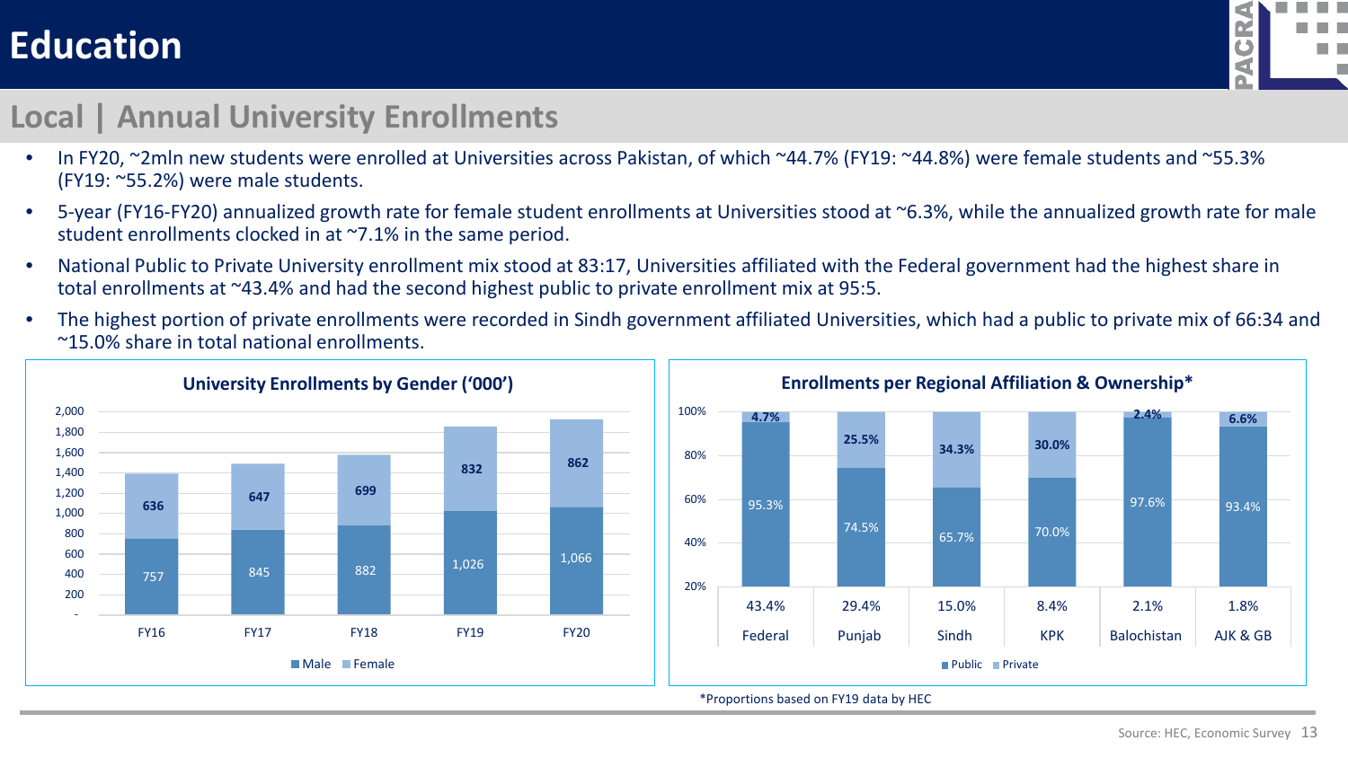# Education

## Local | Annual University Enrollments

- In FY20, ~2mln new students were enrolled at Universities across Pakistan, of which ~44.7% (FY19: ~44.8%) were female students and ~55.3% (FY19: ~55.2%) were male students.
- 5-year (FY16-FY20) annualized growth rate for female student enrollments at Universities stood at ~6.3%, while the annualized growth rate for male student enrollments clocked in at ~7.1% in the same period.
- National Public to Private University enrollment mix stood at 83:17, Universities affiliated with the Federal government had the highest share in total enrollments at ~43.4% and had the second highest public to private enrollment mix at 95:5.
- The highest portion of private enrollments were recorded in Sindh government affiliated Universities, which had a public to private mix of 66:34 and ~15.0% share in total national enrollments.

**University Enrollments by Gender ('000')**

| | FY16 | FY17 | FY18 | FY19 | FY20 |
|---|---|---|---|---|---|
| Male | 757 | 845 | 882 | 1,026 | 1,066 |
| Female | 636 | 647 | 699 | 832 | 862 |

**Enrollments per Regional Affiliation & Ownership***

| | Federal | Punjab | Sindh | KPK | Balochistan | AJK & GB |
|---|---|---|---|---|---|---|
| Public | 95.3% | 74.5% | 65.7% | 70.0% | 97.6% | 93.4% |
| Private | 4.7% | 25.5% | 34.3% | 30.0% | 2.4% | 6.6% |
| Share in total enrollments | 43.4% | 29.4% | 15.0% | 8.4% | 2.1% | 1.8% |

*Proportions based on FY19 data by HEC

Source: HEC, Economic Survey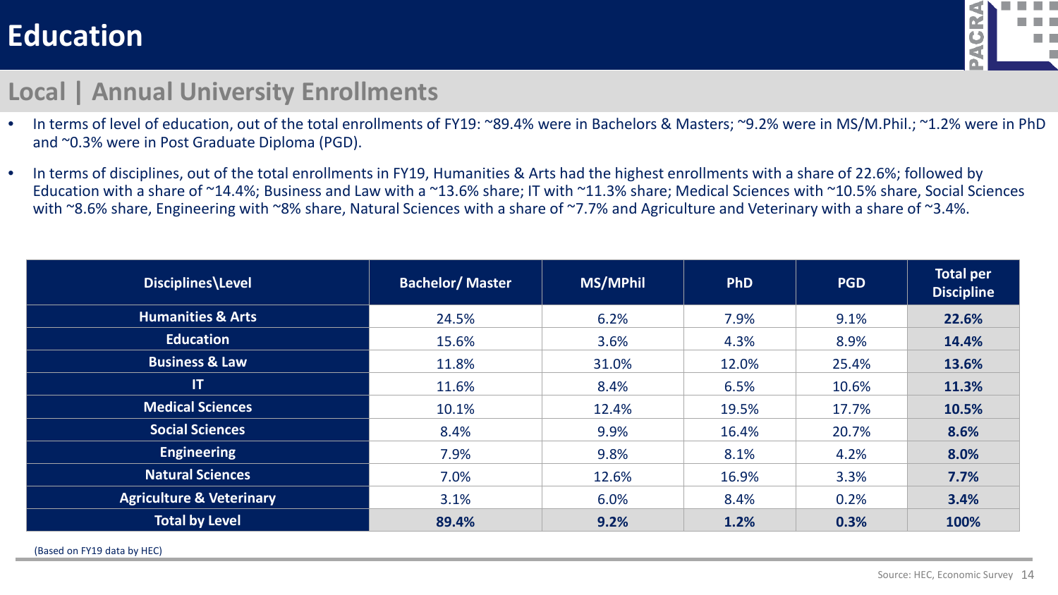# Education

## Local | Annual University Enrollments

- In terms of level of education, out of the total enrollments of FY19: ~89.4% were in Bachelors & Masters; ~9.2% were in MS/M.Phil.; ~1.2% were in PhD and ~0.3% were in Post Graduate Diploma (PGD).
- In terms of disciplines, out of the total enrollments in FY19, Humanities & Arts had the highest enrollments with a share of 22.6%; followed by Education with a share of ~14.4%; Business and Law with a ~13.6% share; IT with ~11.3% share; Medical Sciences with ~10.5% share, Social Sciences with ~8.6% share, Engineering with ~8% share, Natural Sciences with a share of ~7.7% and Agriculture and Veterinary with a share of ~3.4%.

| Disciplines\Level | Bachelor/ Master | MS/MPhil | PhD | PGD | Total per Discipline |
|---|---|---|---|---|---|
| **Humanities & Arts** | 24.5% | 6.2% | 7.9% | 9.1% | **22.6%** |
| **Education** | 15.6% | 3.6% | 4.3% | 8.9% | **14.4%** |
| **Business & Law** | 11.8% | 31.0% | 12.0% | 25.4% | **13.6%** |
| **IT** | 11.6% | 8.4% | 6.5% | 10.6% | **11.3%** |
| **Medical Sciences** | 10.1% | 12.4% | 19.5% | 17.7% | **10.5%** |
| **Social Sciences** | 8.4% | 9.9% | 16.4% | 20.7% | **8.6%** |
| **Engineering** | 7.9% | 9.8% | 8.1% | 4.2% | **8.0%** |
| **Natural Sciences** | 7.0% | 12.6% | 16.9% | 3.3% | **7.7%** |
| **Agriculture & Veterinary** | 3.1% | 6.0% | 8.4% | 0.2% | **3.4%** |
| **Total by Level** | **89.4%** | **9.2%** | **1.2%** | **0.3%** | **100%** |

(Based on FY19 data by HEC)

Source: HEC, Economic Survey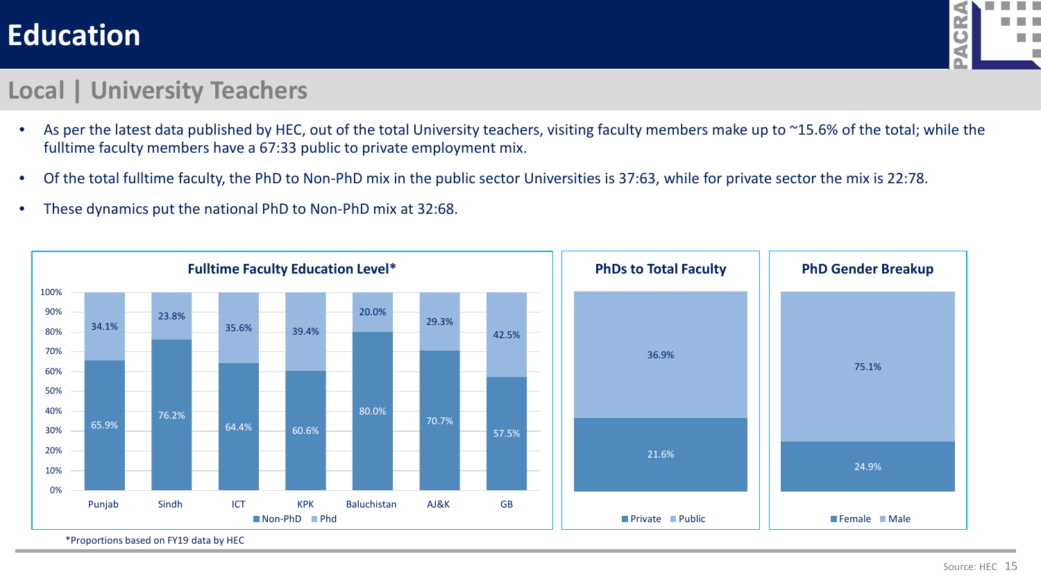# Education

## Local | University Teachers

- As per the latest data published by HEC, out of the total University teachers, visiting faculty members make up to ~15.6% of the total; while the fulltime faculty members have a 67:33 public to private employment mix.
- Of the total fulltime faculty, the PhD to Non-PhD mix in the public sector Universities is 37:63, while for private sector the mix is 22:78.
- These dynamics put the national PhD to Non-PhD mix at 32:68.

**Fulltime Faculty Education Level***

| | Punjab | Sindh | ICT | KPK | Baluchistan | AJ&K | GB |
|---|---|---|---|---|---|---|---|
| Non-PhD | 65.9% | 76.2% | 64.4% | 60.6% | 80.0% | 70.7% | 57.5% |
| Phd | 34.1% | 23.8% | 35.6% | 39.4% | 20.0% | 29.3% | 42.5% |

**PhDs to Total Faculty**

| Private | Public |
|---|---|
| 21.6% | 36.9% |

**PhD Gender Breakup**

| Female | Male |
|---|---|
| 24.9% | 75.1% |

*Proportions based on FY19 data by HEC

Source: HEC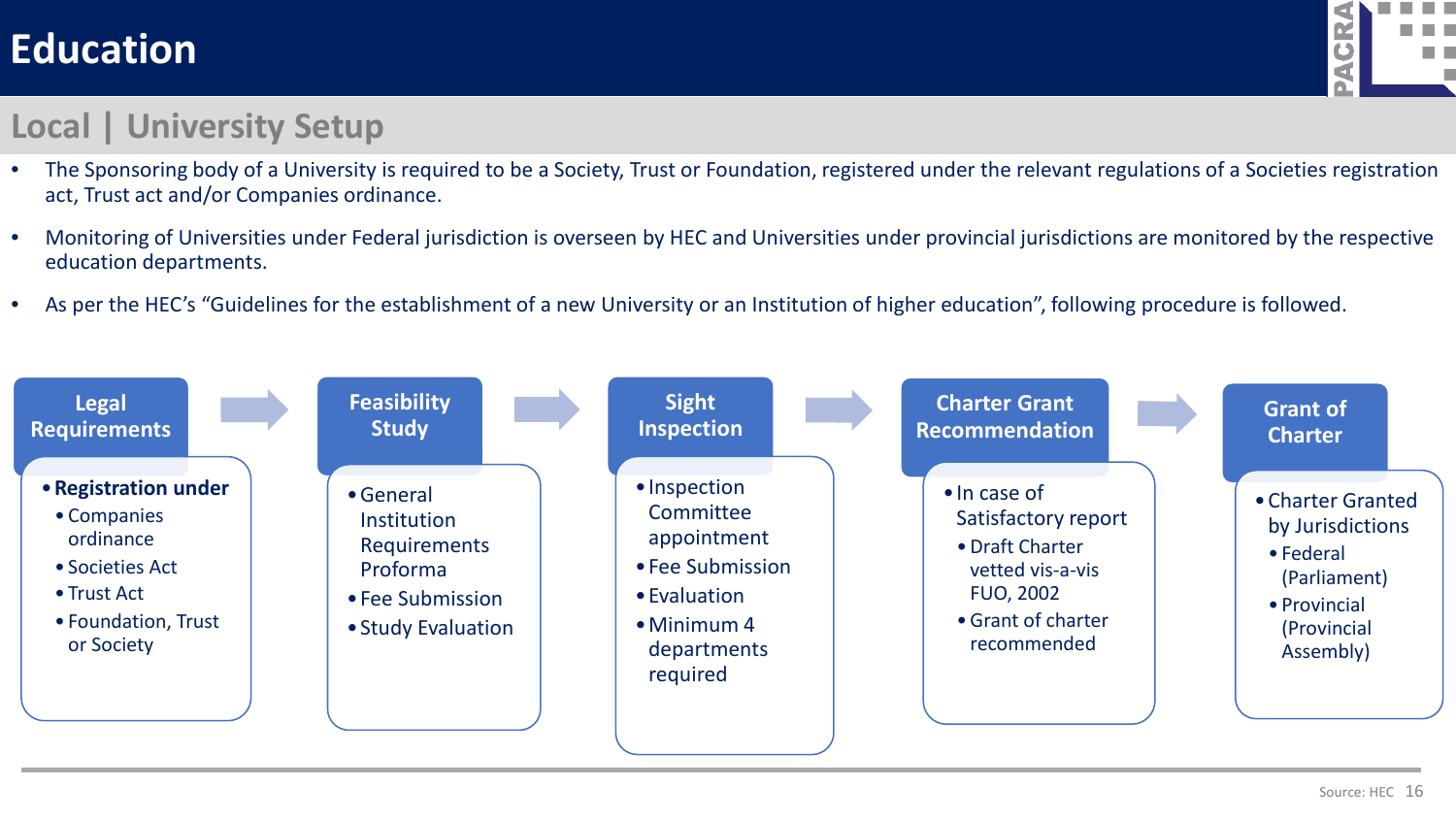# Education

## Local | University Setup

- The Sponsoring body of a University is required to be a Society, Trust or Foundation, registered under the relevant regulations of a Societies registration act, Trust act and/or Companies ordinance.
- Monitoring of Universities under Federal jurisdiction is overseen by HEC and Universities under provincial jurisdictions are monitored by the respective education departments.
- As per the HEC's "Guidelines for the establishment of a new University or an Institution of higher education", following procedure is followed.

### Legal Requirements

- **Registration under**
  - Companies ordinance
  - Societies Act
  - Trust Act
  - Foundation, Trust or Society

### Feasibility Study

- General Institution Requirements Proforma
- Fee Submission
- Study Evaluation

### Sight Inspection

- Inspection Committee appointment
- Fee Submission
- Evaluation
- Minimum 4 departments required

### Charter Grant Recommendation

- In case of Satisfactory report
  - Draft Charter vetted vis-a-vis FUO, 2002
  - Grant of charter recommended

### Grant of Charter

- Charter Granted by Jurisdictions
  - Federal (Parliament)
  - Provincial (Provincial Assembly)

Source: HEC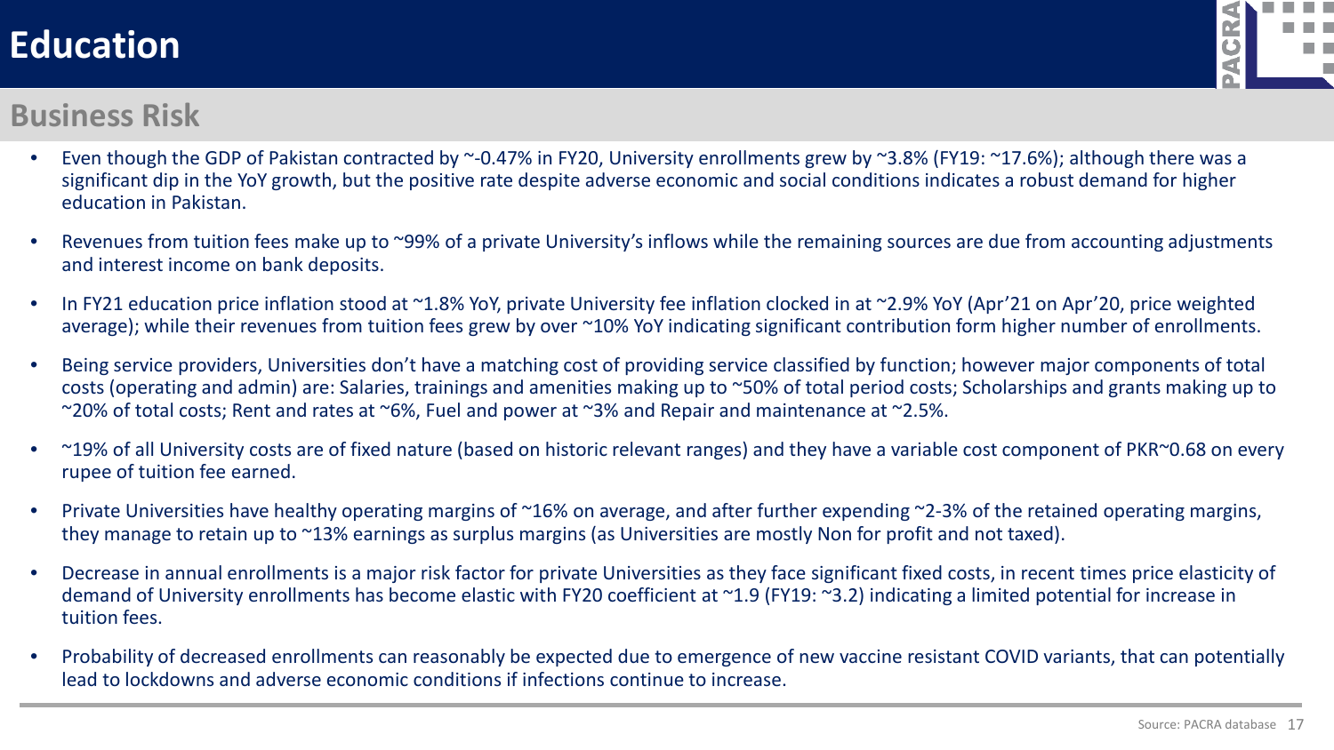# Education

## Business Risk

- Even though the GDP of Pakistan contracted by ~-0.47% in FY20, University enrollments grew by ~3.8% (FY19: ~17.6%); although there was a significant dip in the YoY growth, but the positive rate despite adverse economic and social conditions indicates a robust demand for higher education in Pakistan.
- Revenues from tuition fees make up to ~99% of a private University's inflows while the remaining sources are due from accounting adjustments and interest income on bank deposits.
- In FY21 education price inflation stood at ~1.8% YoY, private University fee inflation clocked in at ~2.9% YoY (Apr'21 on Apr'20, price weighted average); while their revenues from tuition fees grew by over ~10% YoY indicating significant contribution form higher number of enrollments.
- Being service providers, Universities don't have a matching cost of providing service classified by function; however major components of total costs (operating and admin) are: Salaries, trainings and amenities making up to ~50% of total period costs; Scholarships and grants making up to ~20% of total costs; Rent and rates at ~6%, Fuel and power at ~3% and Repair and maintenance at ~2.5%.
- ~19% of all University costs are of fixed nature (based on historic relevant ranges) and they have a variable cost component of PKR~0.68 on every rupee of tuition fee earned.
- Private Universities have healthy operating margins of ~16% on average, and after further expending ~2-3% of the retained operating margins, they manage to retain up to ~13% earnings as surplus margins (as Universities are mostly Non for profit and not taxed).
- Decrease in annual enrollments is a major risk factor for private Universities as they face significant fixed costs, in recent times price elasticity of demand of University enrollments has become elastic with FY20 coefficient at ~1.9 (FY19: ~3.2) indicating a limited potential for increase in tuition fees.
- Probability of decreased enrollments can reasonably be expected due to emergence of new vaccine resistant COVID variants, that can potentially lead to lockdowns and adverse economic conditions if infections continue to increase.

Source: PACRA database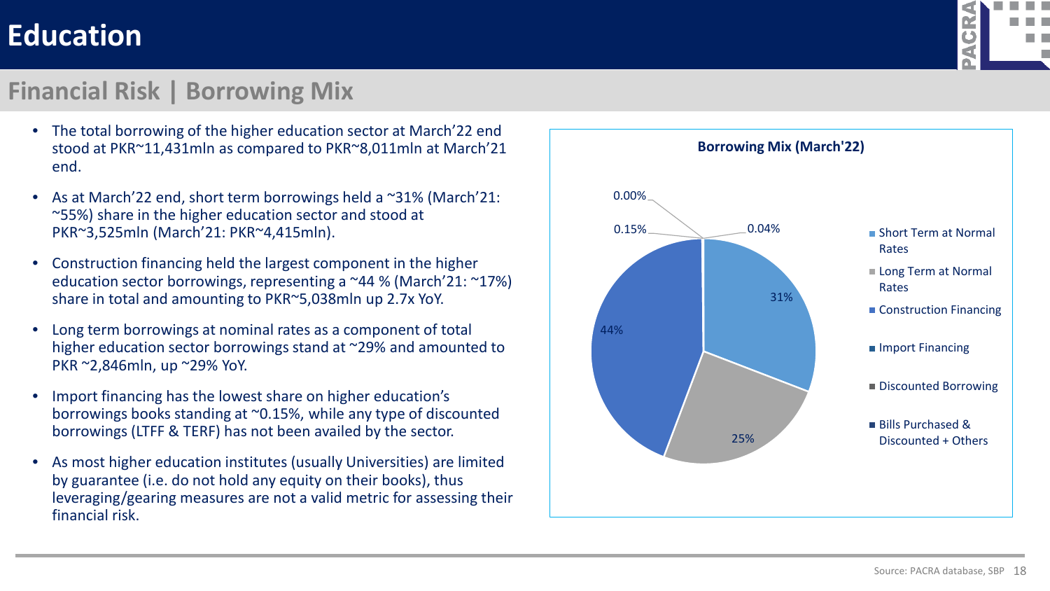# Education

## Financial Risk | Borrowing Mix

- The total borrowing of the higher education sector at March'22 end stood at PKR~11,431mln as compared to PKR~8,011mln at March'21 end.
- As at March'22 end, short term borrowings held a ~31% (March'21: ~55%) share in the higher education sector and stood at PKR~3,525mln (March'21: PKR~4,415mln).
- Construction financing held the largest component in the higher education sector borrowings, representing a ~44 % (March'21: ~17%) share in total and amounting to PKR~5,038mln up 2.7x YoY.
- Long term borrowings at nominal rates as a component of total higher education sector borrowings stand at ~29% and amounted to PKR ~2,846mln, up ~29% YoY.
- Import financing has the lowest share on higher education's borrowings books standing at ~0.15%, while any type of discounted borrowings (LTFF & TERF) has not been availed by the sector.
- As most higher education institutes (usually Universities) are limited by guarantee (i.e. do not hold any equity on their books), thus leveraging/gearing measures are not a valid metric for assessing their financial risk.

**Borrowing Mix (March'22)**

| Component | Share |
|---|---|
| Short Term at Normal Rates | 31% |
| Long Term at Normal Rates | 25% |
| Construction Financing | 44% |
| Import Financing | 0.15% |
| Discounted Borrowing | 0.00% |
| Bills Purchased & Discounted + Others | 0.04% |

Source: PACRA database, SBP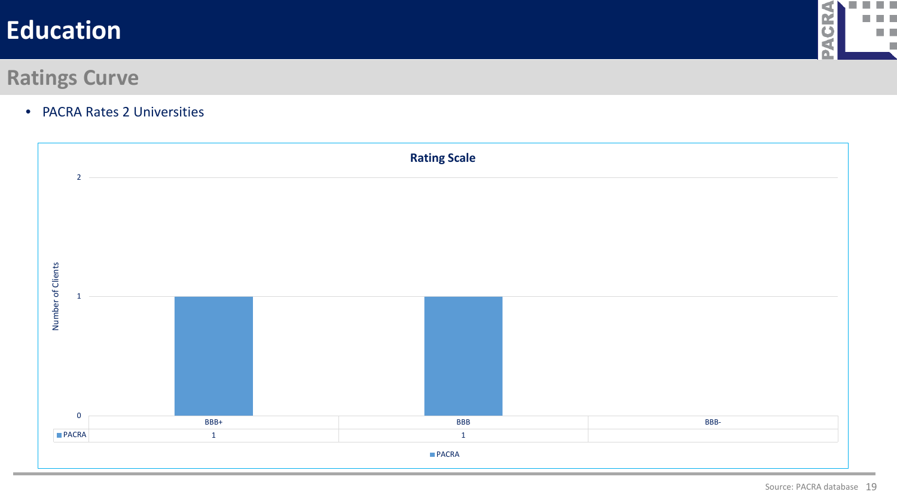# Education

## Ratings Curve

- PACRA Rates 2 Universities

**Rating Scale**

| | BBB+ | BBB | BBB- |
|---|---|---|---|
| PACRA | 1 | 1 | |

Source: PACRA database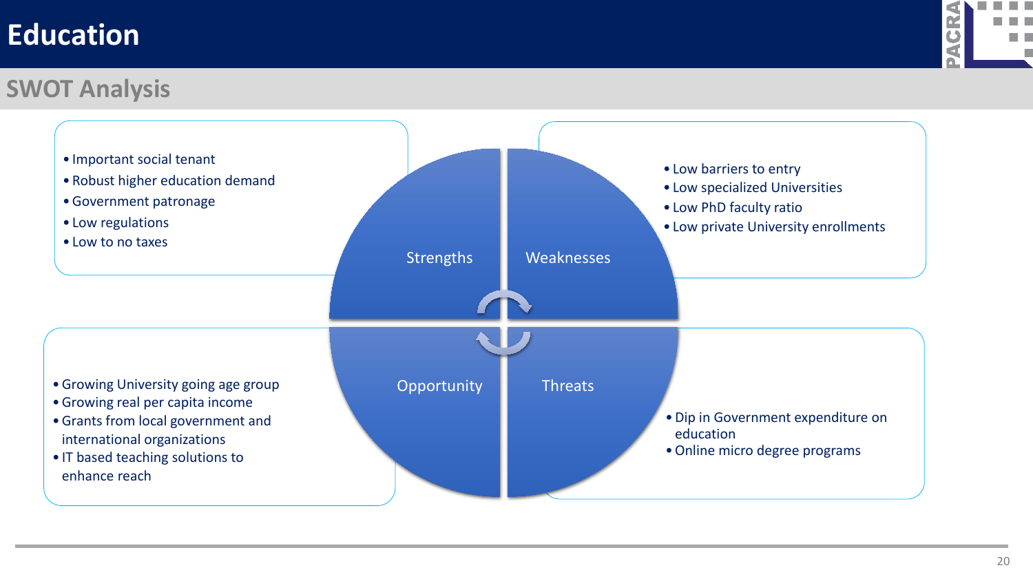# Education

## SWOT Analysis

### Strengths

- Important social tenant
- Robust higher education demand
- Government patronage
- Low regulations
- Low to no taxes

### Weaknesses

- Low barriers to entry
- Low specialized Universities
- Low PhD faculty ratio
- Low private University enrollments

### Opportunity

- Growing University going age group
- Growing real per capita income
- Grants from local government and international organizations
- IT based teaching solutions to enhance reach

### Threats

- Dip in Government expenditure on education
- Online micro degree programs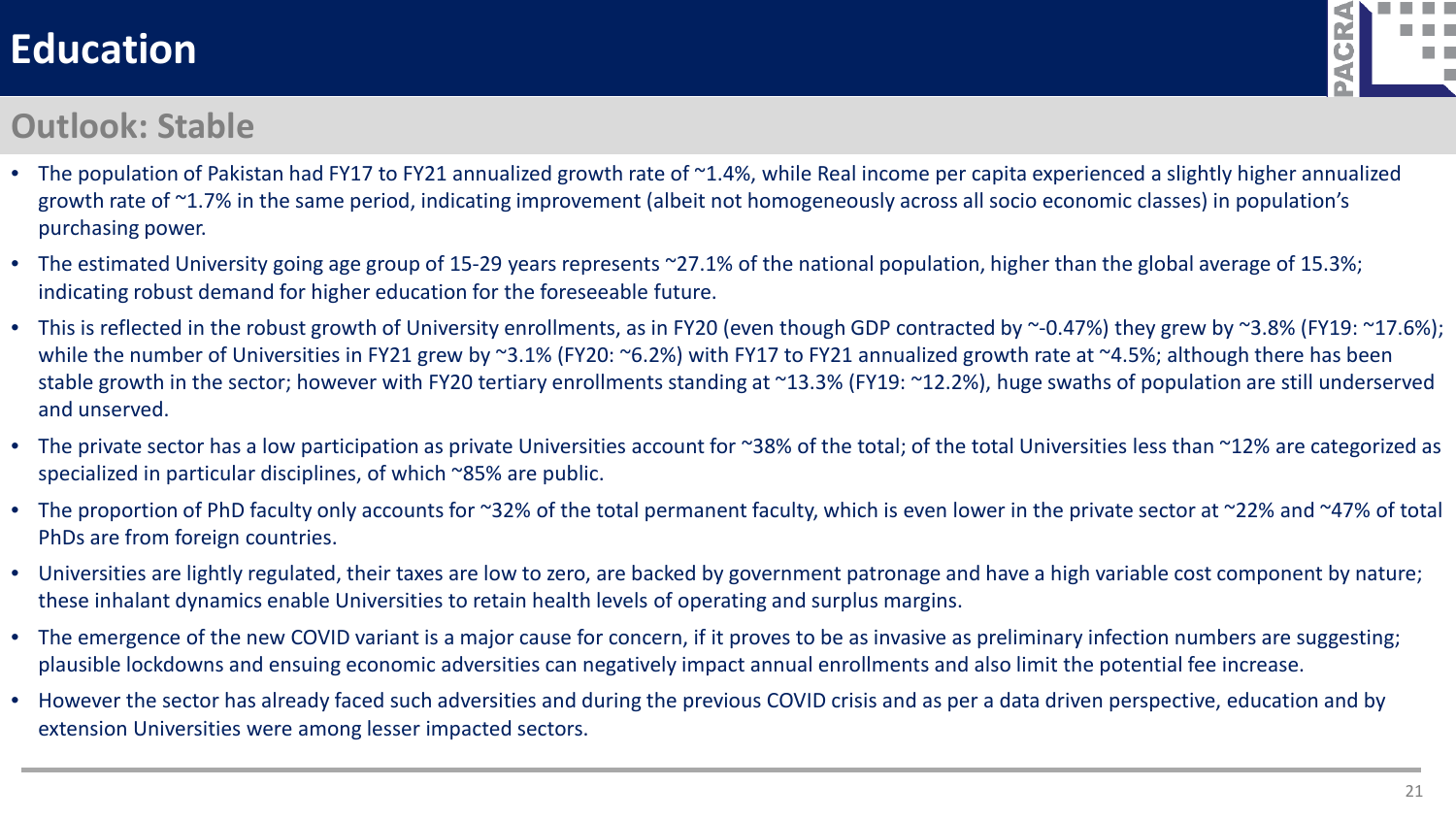# Education

## Outlook: Stable

- The population of Pakistan had FY17 to FY21 annualized growth rate of ~1.4%, while Real income per capita experienced a slightly higher annualized growth rate of ~1.7% in the same period, indicating improvement (albeit not homogeneously across all socio economic classes) in population's purchasing power.
- The estimated University going age group of 15-29 years represents ~27.1% of the national population, higher than the global average of 15.3%; indicating robust demand for higher education for the foreseeable future.
- This is reflected in the robust growth of University enrollments, as in FY20 (even though GDP contracted by ~-0.47%) they grew by ~3.8% (FY19: ~17.6%); while the number of Universities in FY21 grew by ~3.1% (FY20: ~6.2%) with FY17 to FY21 annualized growth rate at ~4.5%; although there has been stable growth in the sector; however with FY20 tertiary enrollments standing at ~13.3% (FY19: ~12.2%), huge swaths of population are still underserved and unserved.
- The private sector has a low participation as private Universities account for ~38% of the total; of the total Universities less than ~12% are categorized as specialized in particular disciplines, of which ~85% are public.
- The proportion of PhD faculty only accounts for ~32% of the total permanent faculty, which is even lower in the private sector at ~22% and ~47% of total PhDs are from foreign countries.
- Universities are lightly regulated, their taxes are low to zero, are backed by government patronage and have a high variable cost component by nature; these inhalant dynamics enable Universities to retain health levels of operating and surplus margins.
- The emergence of the new COVID variant is a major cause for concern, if it proves to be as invasive as preliminary infection numbers are suggesting; plausible lockdowns and ensuing economic adversities can negatively impact annual enrollments and also limit the potential fee increase.
- However the sector has already faced such adversities and during the previous COVID crisis and as per a data driven perspective, education and by extension Universities were among lesser impacted sectors.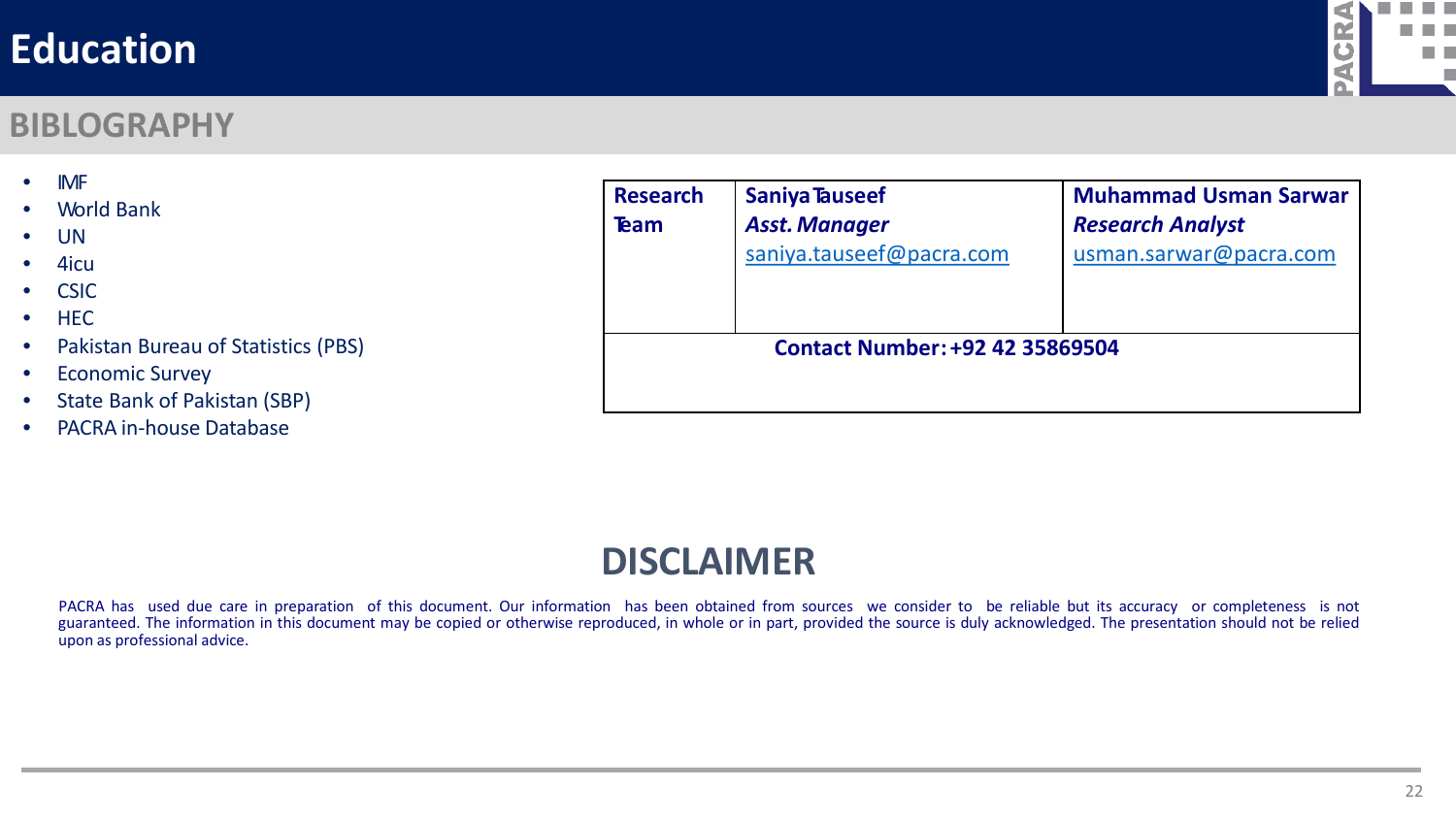# Education

## BIBLOGRAPHY

- IMF
- World Bank
- UN
- 4icu
- CSIC
- HEC
- Pakistan Bureau of Statistics (PBS)
- Economic Survey
- State Bank of Pakistan (SBP)
- PACRA in-house Database

| | | |
|---|---|---|
| **Research Team** | **Saniya Tauseef**<br>***Asst. Manager***<br>saniya.tauseef@pacra.com | **Muhammad Usman Sarwar**<br>***Research Analyst***<br>usman.sarwar@pacra.com |
| **Contact Number: +92 42 35869504** | | |

## DISCLAIMER

PACRA has used due care in preparation of this document. Our information has been obtained from sources we consider to be reliable but its accuracy or completeness is not guaranteed. The information in this document may be copied or otherwise reproduced, in whole or in part, provided the source is duly acknowledged. The presentation should not be relied upon as professional advice.